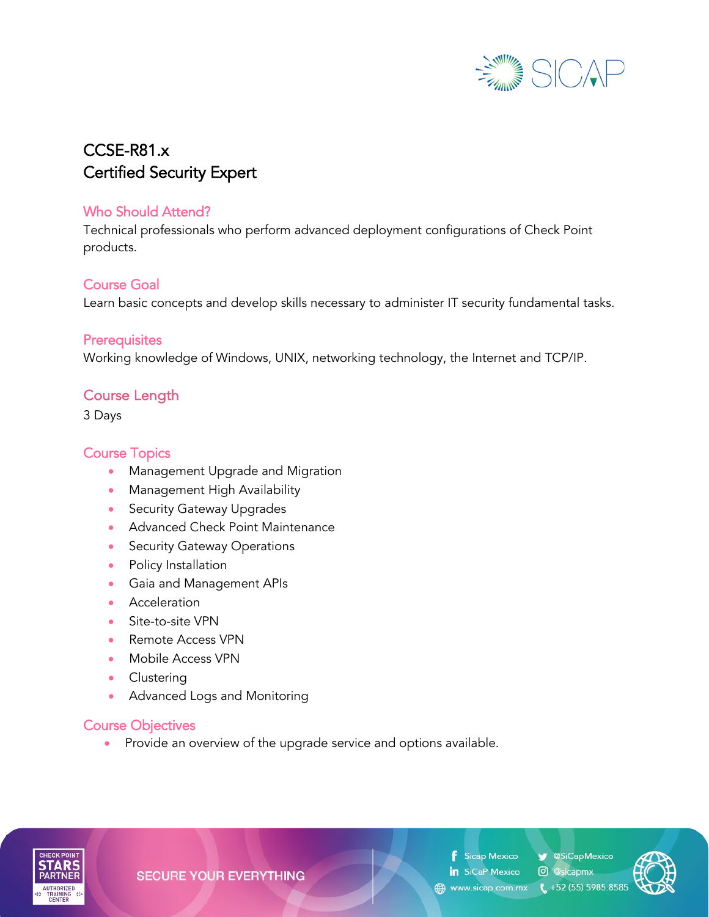# CCSE-R81.x
# Certified Security Expert

## Who Should Attend?

Technical professionals who perform advanced deployment configurations of Check Point products.

## Course Goal

Learn basic concepts and develop skills necessary to administer IT security fundamental tasks.

## Prerequisites

Working knowledge of Windows, UNIX, networking technology, the Internet and TCP/IP.

## Course Length

3 Days

## Course Topics

- Management Upgrade and Migration
- Management High Availability
- Security Gateway Upgrades
- Advanced Check Point Maintenance
- Security Gateway Operations
- Policy Installation
- Gaia and Management APIs
- Acceleration
- Site-to-site VPN
- Remote Access VPN
- Mobile Access VPN
- Clustering
- Advanced Logs and Monitoring

## Course Objectives

- Provide an overview of the upgrade service and options available.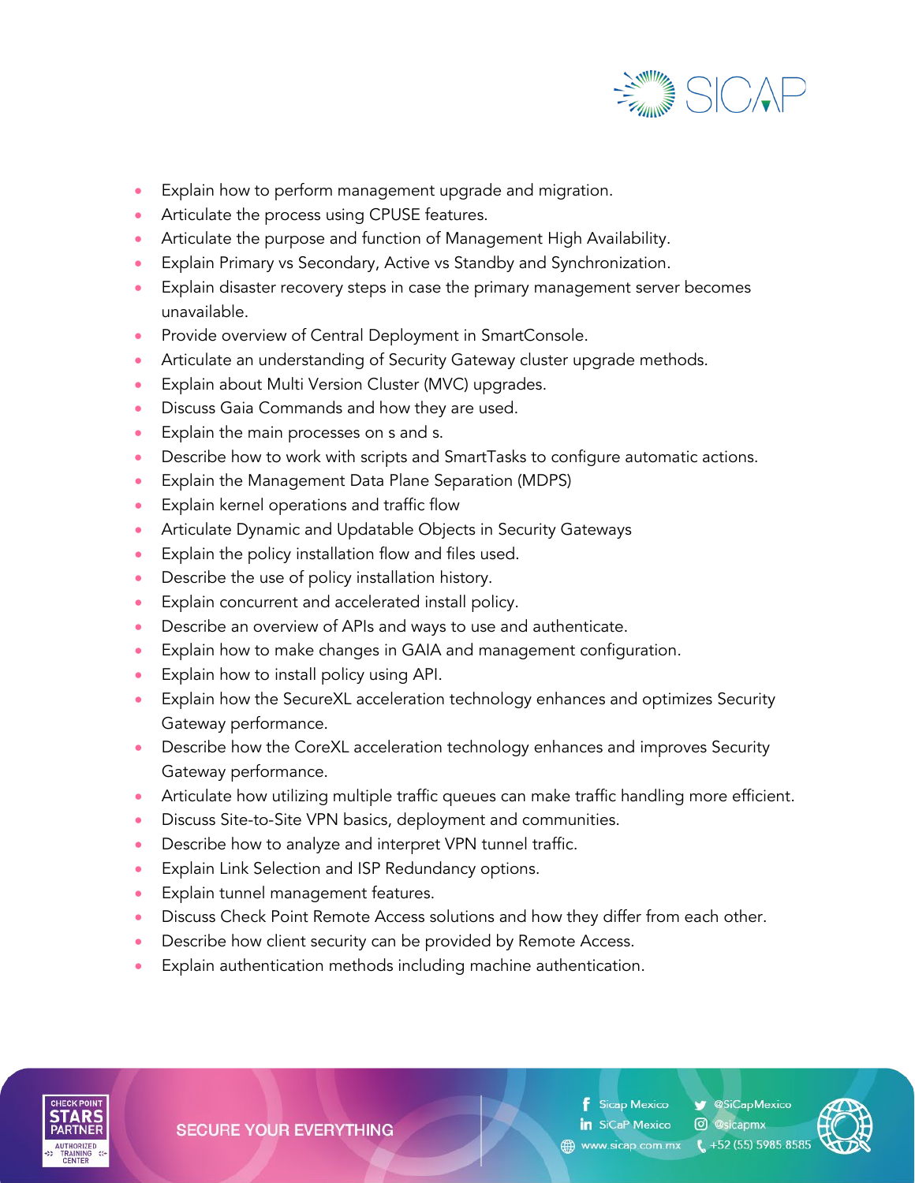- Explain how to perform management upgrade and migration.
- Articulate the process using CPUSE features.
- Articulate the purpose and function of Management High Availability.
- Explain Primary vs Secondary, Active vs Standby and Synchronization.
- Explain disaster recovery steps in case the primary management server becomes unavailable.
- Provide overview of Central Deployment in SmartConsole.
- Articulate an understanding of Security Gateway cluster upgrade methods.
- Explain about Multi Version Cluster (MVC) upgrades.
- Discuss Gaia Commands and how they are used.
- Explain the main processes on s and s.
- Describe how to work with scripts and SmartTasks to configure automatic actions.
- Explain the Management Data Plane Separation (MDPS)
- Explain kernel operations and traffic flow
- Articulate Dynamic and Updatable Objects in Security Gateways
- Explain the policy installation flow and files used.
- Describe the use of policy installation history.
- Explain concurrent and accelerated install policy.
- Describe an overview of APIs and ways to use and authenticate.
- Explain how to make changes in GAIA and management configuration.
- Explain how to install policy using API.
- Explain how the SecureXL acceleration technology enhances and optimizes Security Gateway performance.
- Describe how the CoreXL acceleration technology enhances and improves Security Gateway performance.
- Articulate how utilizing multiple traffic queues can make traffic handling more efficient.
- Discuss Site-to-Site VPN basics, deployment and communities.
- Describe how to analyze and interpret VPN tunnel traffic.
- Explain Link Selection and ISP Redundancy options.
- Explain tunnel management features.
- Discuss Check Point Remote Access solutions and how they differ from each other.
- Describe how client security can be provided by Remote Access.
- Explain authentication methods including machine authentication.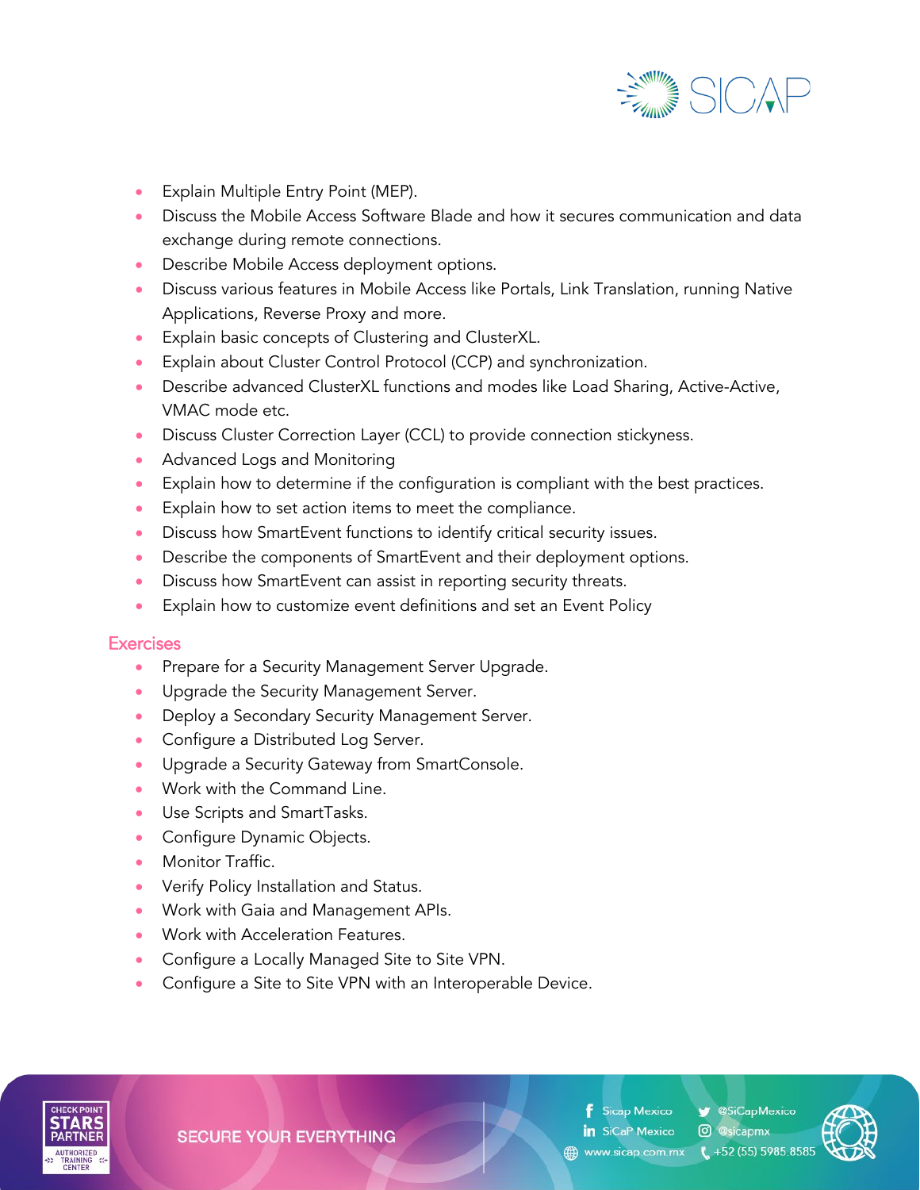- Explain Multiple Entry Point (MEP).
- Discuss the Mobile Access Software Blade and how it secures communication and data exchange during remote connections.
- Describe Mobile Access deployment options.
- Discuss various features in Mobile Access like Portals, Link Translation, running Native Applications, Reverse Proxy and more.
- Explain basic concepts of Clustering and ClusterXL.
- Explain about Cluster Control Protocol (CCP) and synchronization.
- Describe advanced ClusterXL functions and modes like Load Sharing, Active-Active, VMAC mode etc.
- Discuss Cluster Correction Layer (CCL) to provide connection stickyness.
- Advanced Logs and Monitoring
- Explain how to determine if the configuration is compliant with the best practices.
- Explain how to set action items to meet the compliance.
- Discuss how SmartEvent functions to identify critical security issues.
- Describe the components of SmartEvent and their deployment options.
- Discuss how SmartEvent can assist in reporting security threats.
- Explain how to customize event definitions and set an Event Policy

## Exercises

- Prepare for a Security Management Server Upgrade.
- Upgrade the Security Management Server.
- Deploy a Secondary Security Management Server.
- Configure a Distributed Log Server.
- Upgrade a Security Gateway from SmartConsole.
- Work with the Command Line.
- Use Scripts and SmartTasks.
- Configure Dynamic Objects.
- Monitor Traffic.
- Verify Policy Installation and Status.
- Work with Gaia and Management APIs.
- Work with Acceleration Features.
- Configure a Locally Managed Site to Site VPN.
- Configure a Site to Site VPN with an Interoperable Device.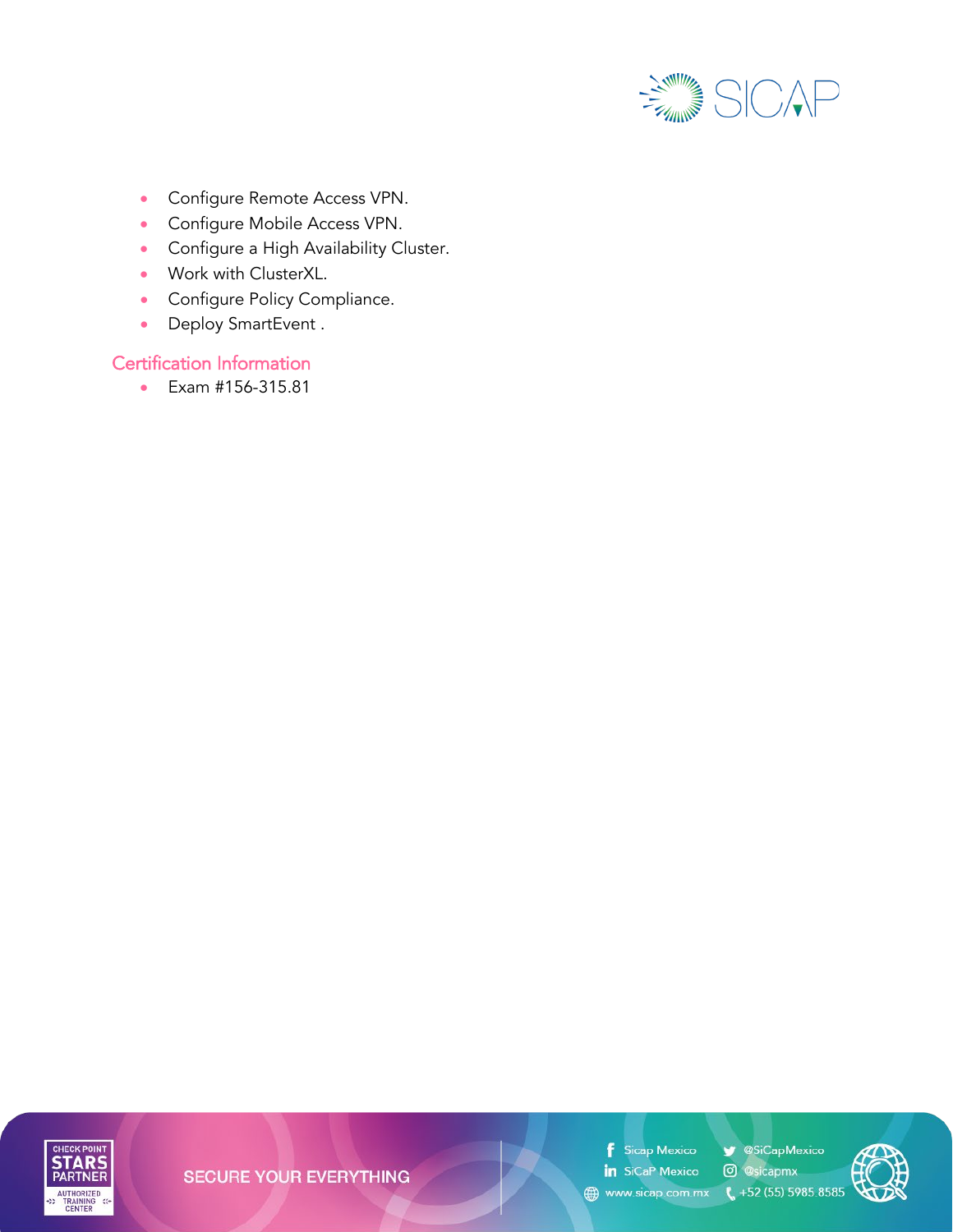- Configure Remote Access VPN.
- Configure Mobile Access VPN.
- Configure a High Availability Cluster.
- Work with ClusterXL.
- Configure Policy Compliance.
- Deploy SmartEvent .

## Certification Information

- Exam #156-315.81